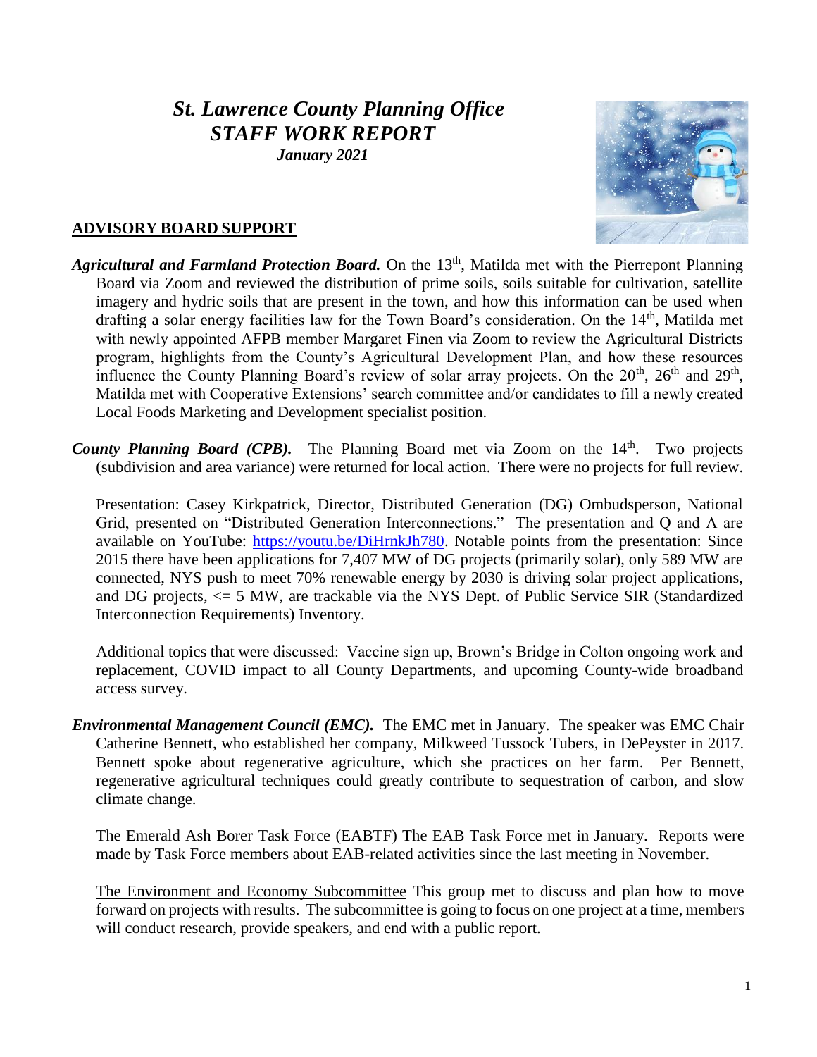# *St. Lawrence County Planning Office*
# *STAFF WORK REPORT*
***January 2021***

## ADVISORY BOARD SUPPORT

***Agricultural and Farmland Protection Board.*** On the 13th, Matilda met with the Pierrepont Planning Board via Zoom and reviewed the distribution of prime soils, soils suitable for cultivation, satellite imagery and hydric soils that are present in the town, and how this information can be used when drafting a solar energy facilities law for the Town Board's consideration. On the 14th, Matilda met with newly appointed AFPB member Margaret Finen via Zoom to review the Agricultural Districts program, highlights from the County's Agricultural Development Plan, and how these resources influence the County Planning Board's review of solar array projects. On the 20th, 26th and 29th, Matilda met with Cooperative Extensions' search committee and/or candidates to fill a newly created Local Foods Marketing and Development specialist position.

***County Planning Board (CPB).*** The Planning Board met via Zoom on the 14th. Two projects (subdivision and area variance) were returned for local action. There were no projects for full review.

Presentation: Casey Kirkpatrick, Director, Distributed Generation (DG) Ombudsperson, National Grid, presented on "Distributed Generation Interconnections." The presentation and Q and A are available on YouTube: https://youtu.be/DiHrnkJh780. Notable points from the presentation: Since 2015 there have been applications for 7,407 MW of DG projects (primarily solar), only 589 MW are connected, NYS push to meet 70% renewable energy by 2030 is driving solar project applications, and DG projects, <= 5 MW, are trackable via the NYS Dept. of Public Service SIR (Standardized Interconnection Requirements) Inventory.

Additional topics that were discussed: Vaccine sign up, Brown's Bridge in Colton ongoing work and replacement, COVID impact to all County Departments, and upcoming County-wide broadband access survey.

***Environmental Management Council (EMC).*** The EMC met in January. The speaker was EMC Chair Catherine Bennett, who established her company, Milkweed Tussock Tubers, in DePeyster in 2017. Bennett spoke about regenerative agriculture, which she practices on her farm. Per Bennett, regenerative agricultural techniques could greatly contribute to sequestration of carbon, and slow climate change.

The Emerald Ash Borer Task Force (EABTF) The EAB Task Force met in January. Reports were made by Task Force members about EAB-related activities since the last meeting in November.

The Environment and Economy Subcommittee This group met to discuss and plan how to move forward on projects with results. The subcommittee is going to focus on one project at a time, members will conduct research, provide speakers, and end with a public report.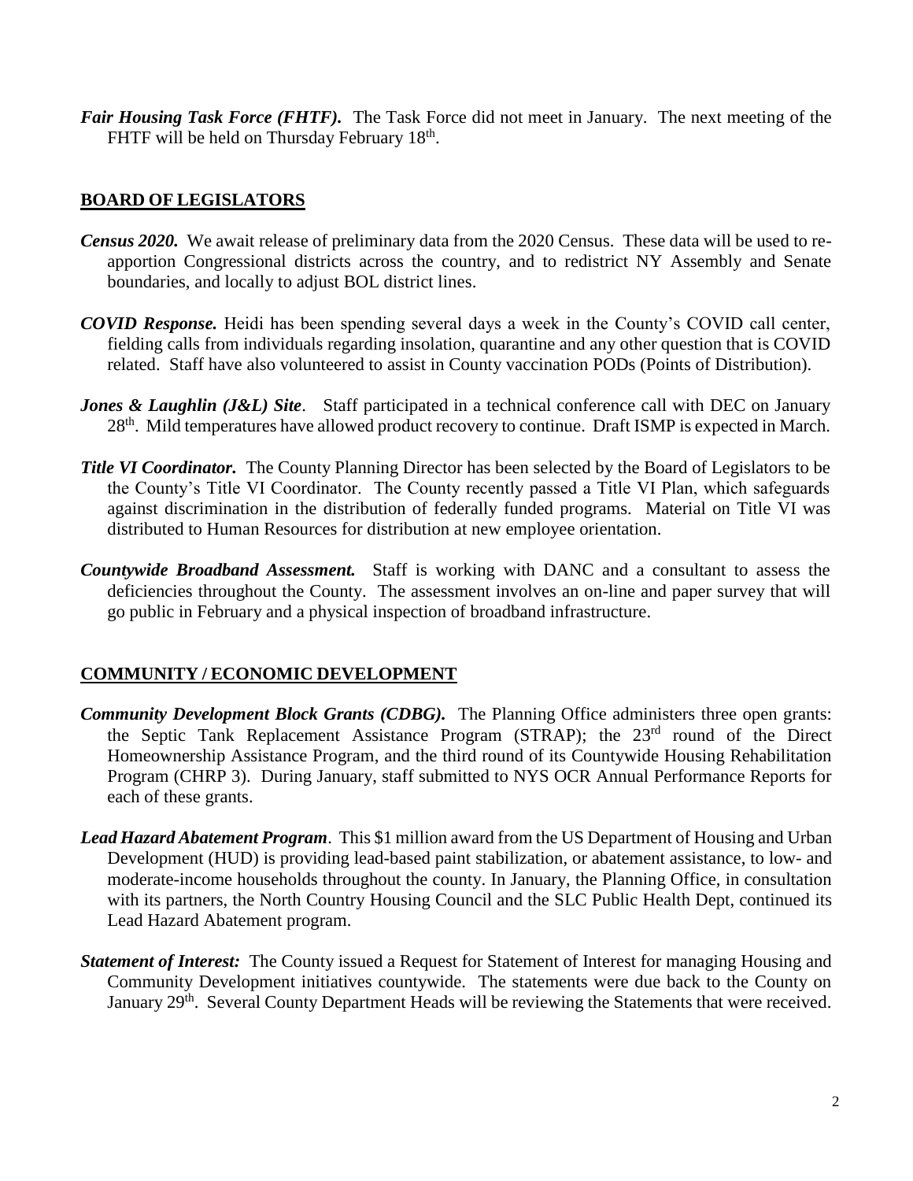***Fair Housing Task Force (FHTF).*** The Task Force did not meet in January. The next meeting of the FHTF will be held on Thursday February 18th.

## BOARD OF LEGISLATORS

***Census 2020.*** We await release of preliminary data from the 2020 Census. These data will be used to re-apportion Congressional districts across the country, and to redistrict NY Assembly and Senate boundaries, and locally to adjust BOL district lines.

***COVID Response.*** Heidi has been spending several days a week in the County's COVID call center, fielding calls from individuals regarding insolation, quarantine and any other question that is COVID related. Staff have also volunteered to assist in County vaccination PODs (Points of Distribution).

***Jones & Laughlin (J&L) Site***. Staff participated in a technical conference call with DEC on January 28th. Mild temperatures have allowed product recovery to continue. Draft ISMP is expected in March.

***Title VI Coordinator.*** The County Planning Director has been selected by the Board of Legislators to be the County's Title VI Coordinator. The County recently passed a Title VI Plan, which safeguards against discrimination in the distribution of federally funded programs. Material on Title VI was distributed to Human Resources for distribution at new employee orientation.

***Countywide Broadband Assessment.*** Staff is working with DANC and a consultant to assess the deficiencies throughout the County. The assessment involves an on-line and paper survey that will go public in February and a physical inspection of broadband infrastructure.

## COMMUNITY / ECONOMIC DEVELOPMENT

***Community Development Block Grants (CDBG).*** The Planning Office administers three open grants: the Septic Tank Replacement Assistance Program (STRAP); the 23rd round of the Direct Homeownership Assistance Program, and the third round of its Countywide Housing Rehabilitation Program (CHRP 3). During January, staff submitted to NYS OCR Annual Performance Reports for each of these grants.

***Lead Hazard Abatement Program***. This $1 million award from the US Department of Housing and Urban Development (HUD) is providing lead-based paint stabilization, or abatement assistance, to low- and moderate-income households throughout the county. In January, the Planning Office, in consultation with its partners, the North Country Housing Council and the SLC Public Health Dept, continued its Lead Hazard Abatement program.

***Statement of Interest:*** The County issued a Request for Statement of Interest for managing Housing and Community Development initiatives countywide. The statements were due back to the County on January 29th. Several County Department Heads will be reviewing the Statements that were received.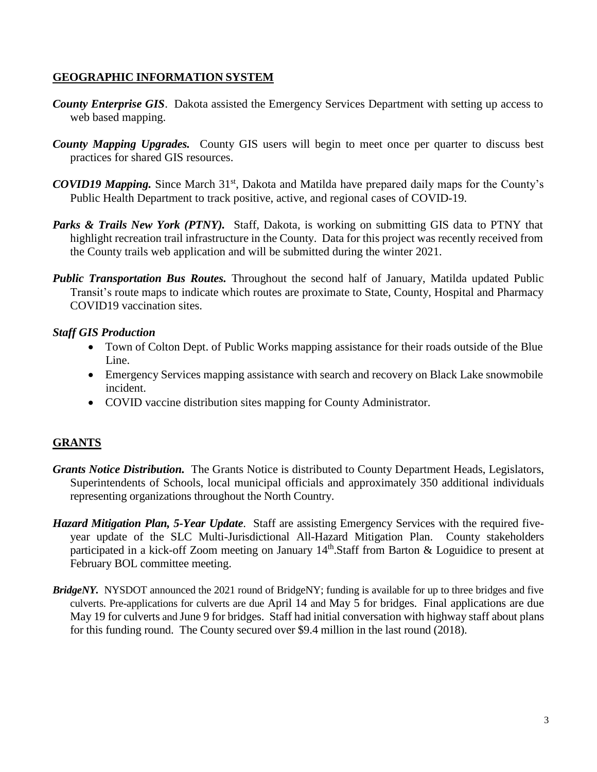## GEOGRAPHIC INFORMATION SYSTEM

***County Enterprise GIS***. Dakota assisted the Emergency Services Department with setting up access to web based mapping.

***County Mapping Upgrades.*** County GIS users will begin to meet once per quarter to discuss best practices for shared GIS resources.

***COVID19 Mapping.*** Since March 31st, Dakota and Matilda have prepared daily maps for the County's Public Health Department to track positive, active, and regional cases of COVID-19.

***Parks & Trails New York (PTNY).*** Staff, Dakota, is working on submitting GIS data to PTNY that highlight recreation trail infrastructure in the County. Data for this project was recently received from the County trails web application and will be submitted during the winter 2021.

***Public Transportation Bus Routes.*** Throughout the second half of January, Matilda updated Public Transit's route maps to indicate which routes are proximate to State, County, Hospital and Pharmacy COVID19 vaccination sites.

***Staff GIS Production***

- Town of Colton Dept. of Public Works mapping assistance for their roads outside of the Blue Line.
- Emergency Services mapping assistance with search and recovery on Black Lake snowmobile incident.
- COVID vaccine distribution sites mapping for County Administrator.

## GRANTS

***Grants Notice Distribution.*** The Grants Notice is distributed to County Department Heads, Legislators, Superintendents of Schools, local municipal officials and approximately 350 additional individuals representing organizations throughout the North Country.

***Hazard Mitigation Plan, 5-Year Update***. Staff are assisting Emergency Services with the required five-year update of the SLC Multi-Jurisdictional All-Hazard Mitigation Plan. County stakeholders participated in a kick-off Zoom meeting on January 14th.Staff from Barton & Loguidice to present at February BOL committee meeting.

***BridgeNY.*** NYSDOT announced the 2021 round of BridgeNY; funding is available for up to three bridges and five culverts. Pre-applications for culverts are due April 14 and May 5 for bridges. Final applications are due May 19 for culverts and June 9 for bridges. Staff had initial conversation with highway staff about plans for this funding round. The County secured over $9.4 million in the last round (2018).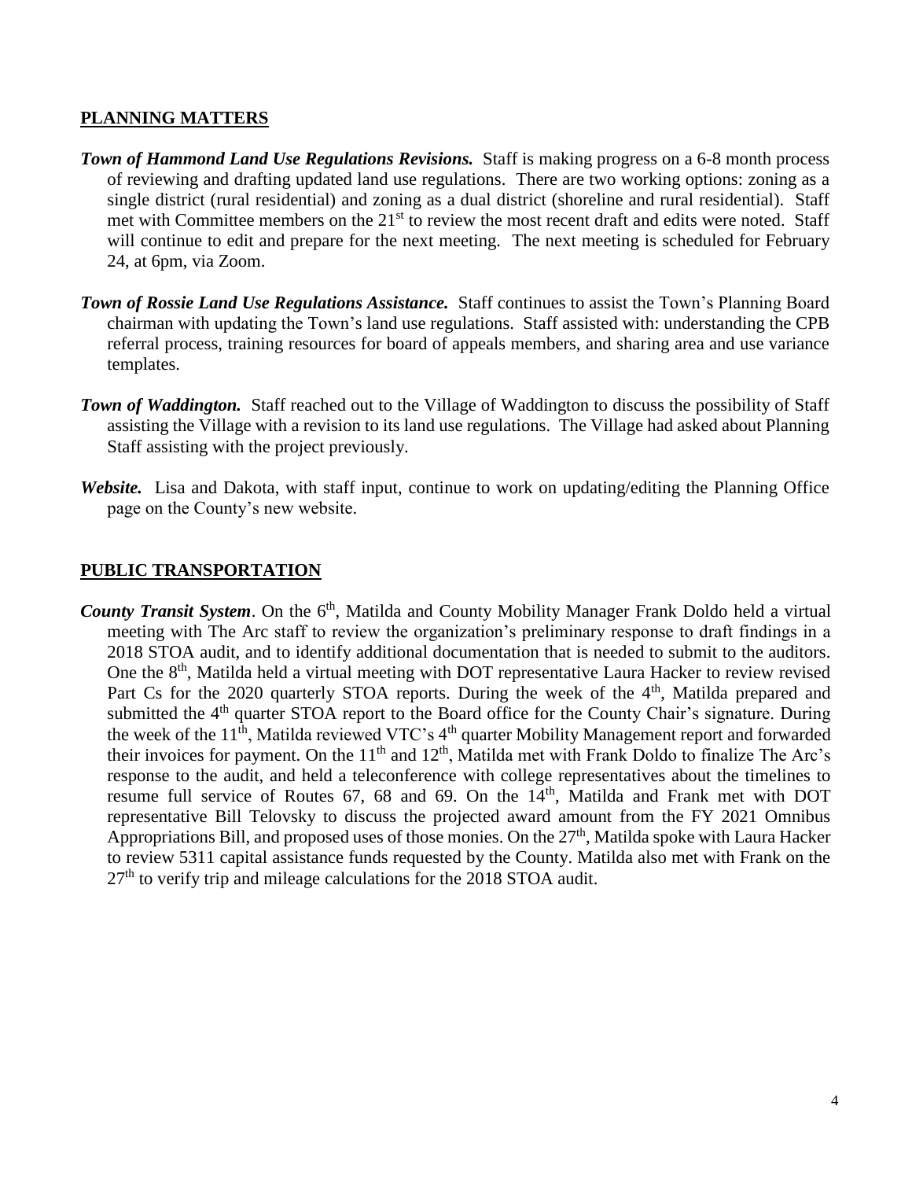## PLANNING MATTERS

***Town of Hammond Land Use Regulations Revisions.*** Staff is making progress on a 6-8 month process of reviewing and drafting updated land use regulations. There are two working options: zoning as a single district (rural residential) and zoning as a dual district (shoreline and rural residential). Staff met with Committee members on the 21st to review the most recent draft and edits were noted. Staff will continue to edit and prepare for the next meeting. The next meeting is scheduled for February 24, at 6pm, via Zoom.

***Town of Rossie Land Use Regulations Assistance.*** Staff continues to assist the Town's Planning Board chairman with updating the Town's land use regulations. Staff assisted with: understanding the CPB referral process, training resources for board of appeals members, and sharing area and use variance templates.

***Town of Waddington.*** Staff reached out to the Village of Waddington to discuss the possibility of Staff assisting the Village with a revision to its land use regulations. The Village had asked about Planning Staff assisting with the project previously.

***Website.*** Lisa and Dakota, with staff input, continue to work on updating/editing the Planning Office page on the County's new website.

## PUBLIC TRANSPORTATION

***County Transit System***. On the 6th, Matilda and County Mobility Manager Frank Doldo held a virtual meeting with The Arc staff to review the organization's preliminary response to draft findings in a 2018 STOA audit, and to identify additional documentation that is needed to submit to the auditors. One the 8th, Matilda held a virtual meeting with DOT representative Laura Hacker to review revised Part Cs for the 2020 quarterly STOA reports. During the week of the 4th, Matilda prepared and submitted the 4th quarter STOA report to the Board office for the County Chair's signature. During the week of the 11th, Matilda reviewed VTC's 4th quarter Mobility Management report and forwarded their invoices for payment. On the 11th and 12th, Matilda met with Frank Doldo to finalize The Arc's response to the audit, and held a teleconference with college representatives about the timelines to resume full service of Routes 67, 68 and 69. On the 14th, Matilda and Frank met with DOT representative Bill Telovsky to discuss the projected award amount from the FY 2021 Omnibus Appropriations Bill, and proposed uses of those monies. On the 27th, Matilda spoke with Laura Hacker to review 5311 capital assistance funds requested by the County. Matilda also met with Frank on the 27th to verify trip and mileage calculations for the 2018 STOA audit.